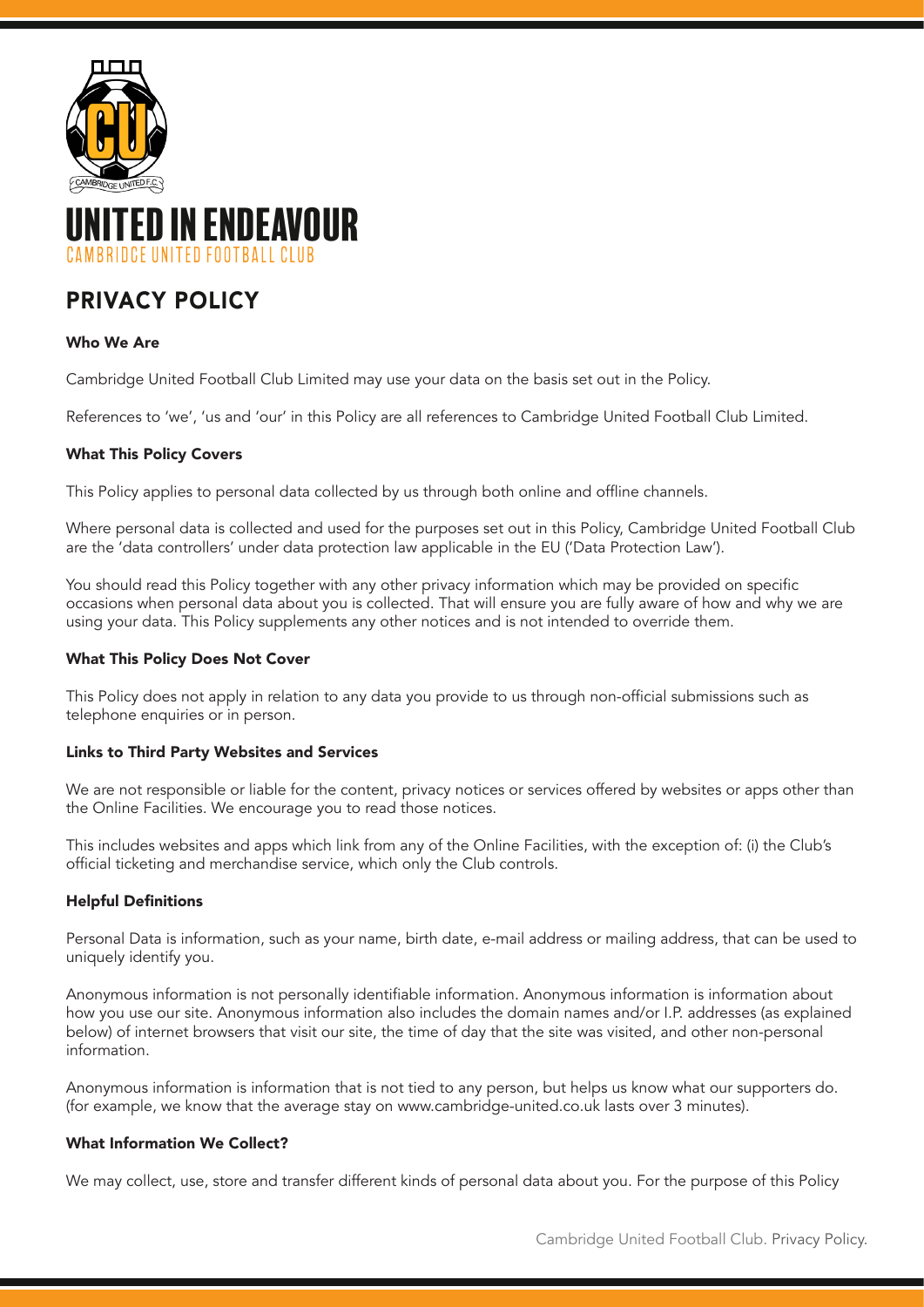# UNITED IN ENDEAVOUR

CAMBRIDGE UNITED FOOTBALL CLUB

## PRIVACY POLICY

### Who We Are

Cambridge United Football Club Limited may use your data on the basis set out in the Policy.

References to 'we', 'us and 'our' in this Policy are all references to Cambridge United Football Club Limited.

### What This Policy Covers

This Policy applies to personal data collected by us through both online and offline channels.

Where personal data is collected and used for the purposes set out in this Policy, Cambridge United Football Club are the 'data controllers' under data protection law applicable in the EU ('Data Protection Law').

You should read this Policy together with any other privacy information which may be provided on specific occasions when personal data about you is collected. That will ensure you are fully aware of how and why we are using your data. This Policy supplements any other notices and is not intended to override them.

### What This Policy Does Not Cover

This Policy does not apply in relation to any data you provide to us through non-official submissions such as telephone enquiries or in person.

### Links to Third Party Websites and Services

We are not responsible or liable for the content, privacy notices or services offered by websites or apps other than the Online Facilities. We encourage you to read those notices.

This includes websites and apps which link from any of the Online Facilities, with the exception of: (i) the Club's official ticketing and merchandise service, which only the Club controls.

### Helpful Definitions

Personal Data is information, such as your name, birth date, e-mail address or mailing address, that can be used to uniquely identify you.

Anonymous information is not personally identifiable information. Anonymous information is information about how you use our site. Anonymous information also includes the domain names and/or I.P. addresses (as explained below) of internet browsers that visit our site, the time of day that the site was visited, and other non-personal information.

Anonymous information is information that is not tied to any person, but helps us know what our supporters do. (for example, we know that the average stay on www.cambridge-united.co.uk lasts over 3 minutes).

### What Information We Collect?

We may collect, use, store and transfer different kinds of personal data about you. For the purpose of this Policy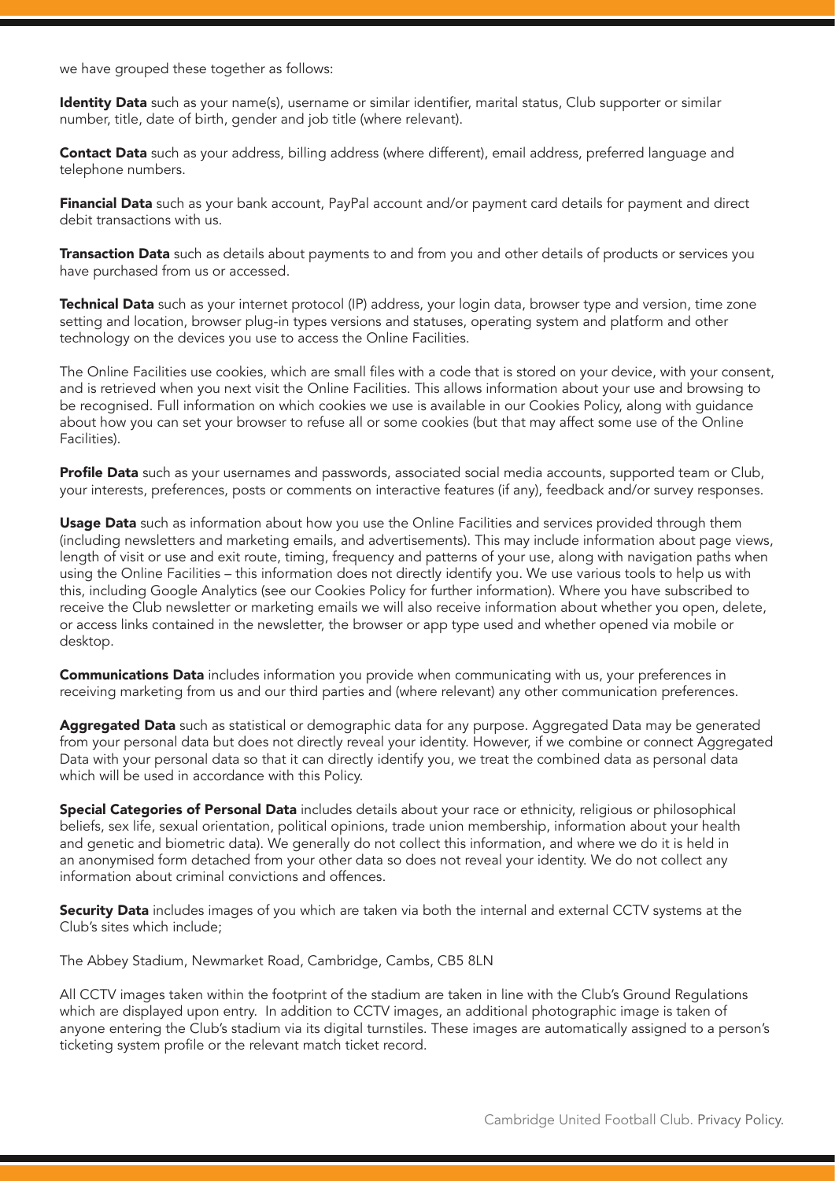we have grouped these together as follows:

**Identity Data** such as your name(s), username or similar identifier, marital status, Club supporter or similar number, title, date of birth, gender and job title (where relevant).

**Contact Data** such as your address, billing address (where different), email address, preferred language and telephone numbers.

**Financial Data** such as your bank account, PayPal account and/or payment card details for payment and direct debit transactions with us.

**Transaction Data** such as details about payments to and from you and other details of products or services you have purchased from us or accessed.

**Technical Data** such as your internet protocol (IP) address, your login data, browser type and version, time zone setting and location, browser plug-in types versions and statuses, operating system and platform and other technology on the devices you use to access the Online Facilities.

The Online Facilities use cookies, which are small files with a code that is stored on your device, with your consent, and is retrieved when you next visit the Online Facilities. This allows information about your use and browsing to be recognised. Full information on which cookies we use is available in our Cookies Policy, along with guidance about how you can set your browser to refuse all or some cookies (but that may affect some use of the Online Facilities).

**Profile Data** such as your usernames and passwords, associated social media accounts, supported team or Club, your interests, preferences, posts or comments on interactive features (if any), feedback and/or survey responses.

**Usage Data** such as information about how you use the Online Facilities and services provided through them (including newsletters and marketing emails, and advertisements). This may include information about page views, length of visit or use and exit route, timing, frequency and patterns of your use, along with navigation paths when using the Online Facilities – this information does not directly identify you. We use various tools to help us with this, including Google Analytics (see our Cookies Policy for further information). Where you have subscribed to receive the Club newsletter or marketing emails we will also receive information about whether you open, delete, or access links contained in the newsletter, the browser or app type used and whether opened via mobile or desktop.

**Communications Data** includes information you provide when communicating with us, your preferences in receiving marketing from us and our third parties and (where relevant) any other communication preferences.

**Aggregated Data** such as statistical or demographic data for any purpose. Aggregated Data may be generated from your personal data but does not directly reveal your identity. However, if we combine or connect Aggregated Data with your personal data so that it can directly identify you, we treat the combined data as personal data which will be used in accordance with this Policy.

**Special Categories of Personal Data** includes details about your race or ethnicity, religious or philosophical beliefs, sex life, sexual orientation, political opinions, trade union membership, information about your health and genetic and biometric data). We generally do not collect this information, and where we do it is held in an anonymised form detached from your other data so does not reveal your identity. We do not collect any information about criminal convictions and offences.

**Security Data** includes images of you which are taken via both the internal and external CCTV systems at the Club's sites which include;

The Abbey Stadium, Newmarket Road, Cambridge, Cambs, CB5 8LN

All CCTV images taken within the footprint of the stadium are taken in line with the Club's Ground Regulations which are displayed upon entry. In addition to CCTV images, an additional photographic image is taken of anyone entering the Club's stadium via its digital turnstiles. These images are automatically assigned to a person's ticketing system profile or the relevant match ticket record.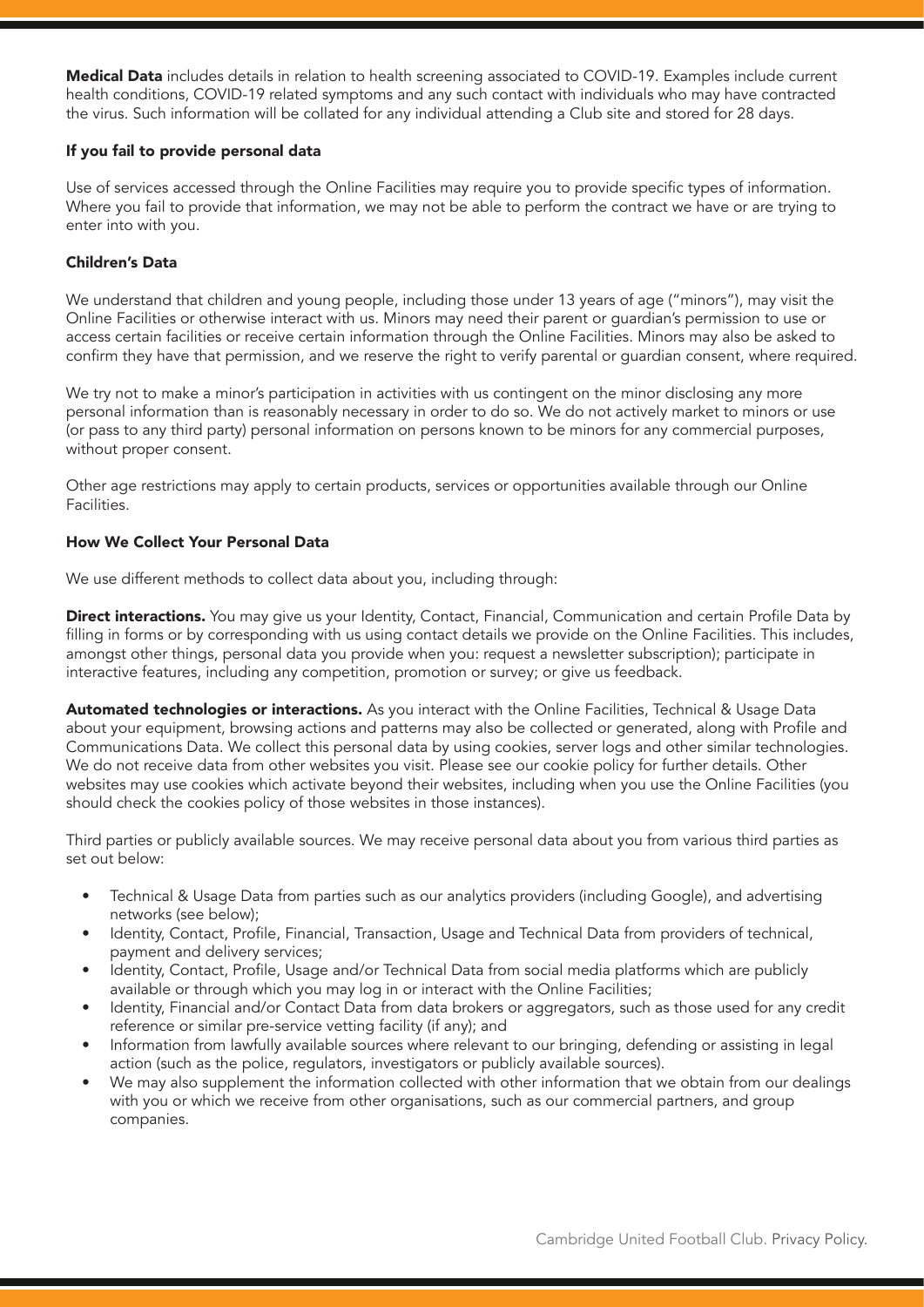**Medical Data** includes details in relation to health screening associated to COVID-19. Examples include current health conditions, COVID-19 related symptoms and any such contact with individuals who may have contracted the virus. Such information will be collated for any individual attending a Club site and stored for 28 days.

### If you fail to provide personal data

Use of services accessed through the Online Facilities may require you to provide specific types of information. Where you fail to provide that information, we may not be able to perform the contract we have or are trying to enter into with you.

### Children's Data

We understand that children and young people, including those under 13 years of age ("minors"), may visit the Online Facilities or otherwise interact with us. Minors may need their parent or guardian's permission to use or access certain facilities or receive certain information through the Online Facilities. Minors may also be asked to confirm they have that permission, and we reserve the right to verify parental or guardian consent, where required.

We try not to make a minor's participation in activities with us contingent on the minor disclosing any more personal information than is reasonably necessary in order to do so. We do not actively market to minors or use (or pass to any third party) personal information on persons known to be minors for any commercial purposes, without proper consent.

Other age restrictions may apply to certain products, services or opportunities available through our Online Facilities.

### How We Collect Your Personal Data

We use different methods to collect data about you, including through:

**Direct interactions.** You may give us your Identity, Contact, Financial, Communication and certain Profile Data by filling in forms or by corresponding with us using contact details we provide on the Online Facilities. This includes, amongst other things, personal data you provide when you: request a newsletter subscription); participate in interactive features, including any competition, promotion or survey; or give us feedback.

**Automated technologies or interactions.** As you interact with the Online Facilities, Technical & Usage Data about your equipment, browsing actions and patterns may also be collected or generated, along with Profile and Communications Data. We collect this personal data by using cookies, server logs and other similar technologies. We do not receive data from other websites you visit. Please see our cookie policy for further details. Other websites may use cookies which activate beyond their websites, including when you use the Online Facilities (you should check the cookies policy of those websites in those instances).

Third parties or publicly available sources. We may receive personal data about you from various third parties as set out below:

- Technical & Usage Data from parties such as our analytics providers (including Google), and advertising networks (see below);
- Identity, Contact, Profile, Financial, Transaction, Usage and Technical Data from providers of technical, payment and delivery services;
- Identity, Contact, Profile, Usage and/or Technical Data from social media platforms which are publicly available or through which you may log in or interact with the Online Facilities;
- Identity, Financial and/or Contact Data from data brokers or aggregators, such as those used for any credit reference or similar pre-service vetting facility (if any); and
- Information from lawfully available sources where relevant to our bringing, defending or assisting in legal action (such as the police, regulators, investigators or publicly available sources).
- We may also supplement the information collected with other information that we obtain from our dealings with you or which we receive from other organisations, such as our commercial partners, and group companies.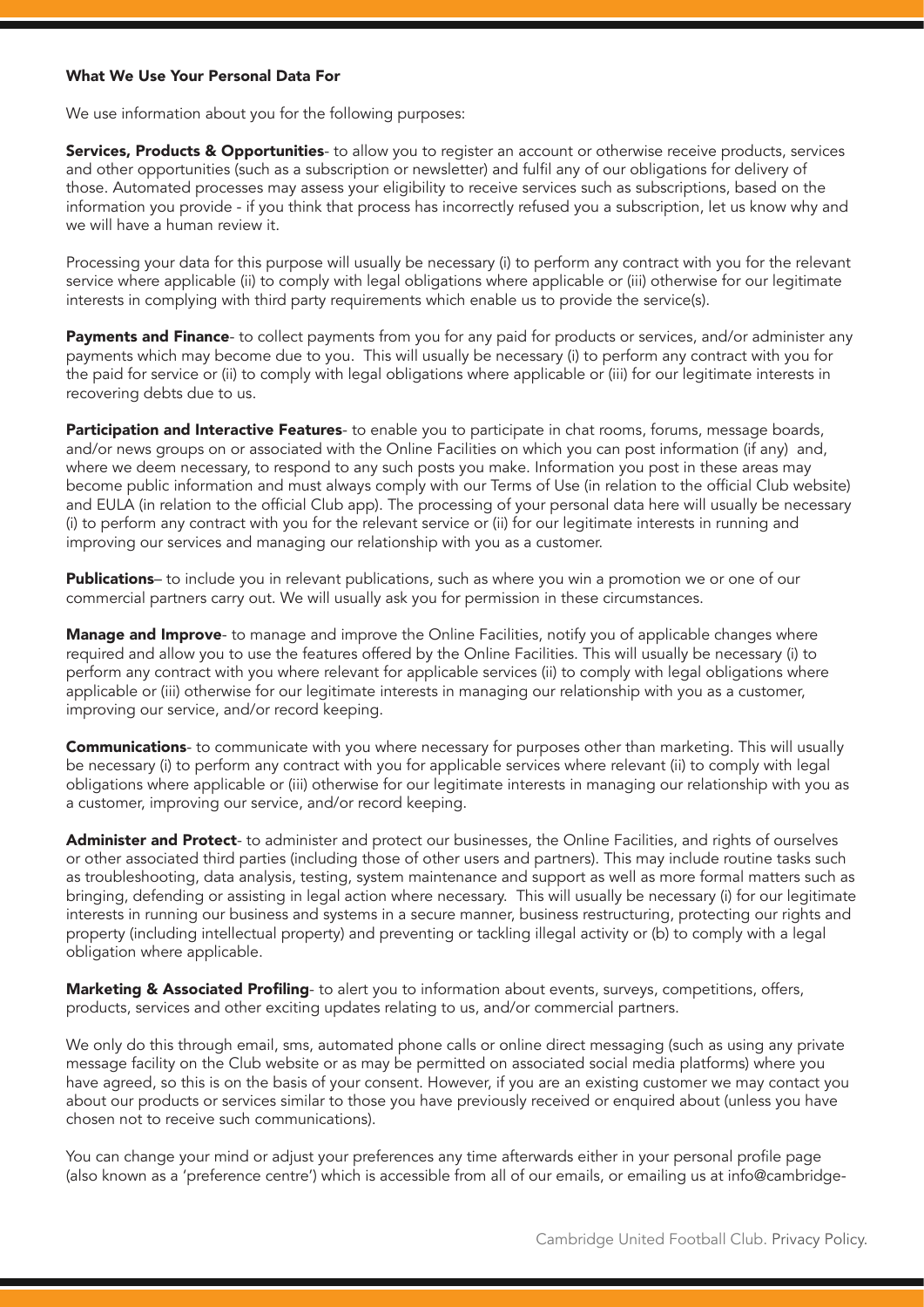**What We Use Your Personal Data For**

We use information about you for the following purposes:

**Services, Products & Opportunities**- to allow you to register an account or otherwise receive products, services and other opportunities (such as a subscription or newsletter) and fulfil any of our obligations for delivery of those. Automated processes may assess your eligibility to receive services such as subscriptions, based on the information you provide - if you think that process has incorrectly refused you a subscription, let us know why and we will have a human review it.

Processing your data for this purpose will usually be necessary (i) to perform any contract with you for the relevant service where applicable (ii) to comply with legal obligations where applicable or (iii) otherwise for our legitimate interests in complying with third party requirements which enable us to provide the service(s).

**Payments and Finance**- to collect payments from you for any paid for products or services, and/or administer any payments which may become due to you. This will usually be necessary (i) to perform any contract with you for the paid for service or (ii) to comply with legal obligations where applicable or (iii) for our legitimate interests in recovering debts due to us.

**Participation and Interactive Features**- to enable you to participate in chat rooms, forums, message boards, and/or news groups on or associated with the Online Facilities on which you can post information (if any) and, where we deem necessary, to respond to any such posts you make. Information you post in these areas may become public information and must always comply with our Terms of Use (in relation to the official Club website) and EULA (in relation to the official Club app). The processing of your personal data here will usually be necessary (i) to perform any contract with you for the relevant service or (ii) for our legitimate interests in running and improving our services and managing our relationship with you as a customer.

**Publications**– to include you in relevant publications, such as where you win a promotion we or one of our commercial partners carry out. We will usually ask you for permission in these circumstances.

**Manage and Improve**- to manage and improve the Online Facilities, notify you of applicable changes where required and allow you to use the features offered by the Online Facilities. This will usually be necessary (i) to perform any contract with you where relevant for applicable services (ii) to comply with legal obligations where applicable or (iii) otherwise for our legitimate interests in managing our relationship with you as a customer, improving our service, and/or record keeping.

**Communications**- to communicate with you where necessary for purposes other than marketing. This will usually be necessary (i) to perform any contract with you for applicable services where relevant (ii) to comply with legal obligations where applicable or (iii) otherwise for our legitimate interests in managing our relationship with you as a customer, improving our service, and/or record keeping.

**Administer and Protect**- to administer and protect our businesses, the Online Facilities, and rights of ourselves or other associated third parties (including those of other users and partners). This may include routine tasks such as troubleshooting, data analysis, testing, system maintenance and support as well as more formal matters such as bringing, defending or assisting in legal action where necessary. This will usually be necessary (i) for our legitimate interests in running our business and systems in a secure manner, business restructuring, protecting our rights and property (including intellectual property) and preventing or tackling illegal activity or (b) to comply with a legal obligation where applicable.

**Marketing & Associated Profiling**- to alert you to information about events, surveys, competitions, offers, products, services and other exciting updates relating to us, and/or commercial partners.

We only do this through email, sms, automated phone calls or online direct messaging (such as using any private message facility on the Club website or as may be permitted on associated social media platforms) where you have agreed, so this is on the basis of your consent. However, if you are an existing customer we may contact you about our products or services similar to those you have previously received or enquired about (unless you have chosen not to receive such communications).

You can change your mind or adjust your preferences any time afterwards either in your personal profile page (also known as a 'preference centre') which is accessible from all of our emails, or emailing us at info@cambridge-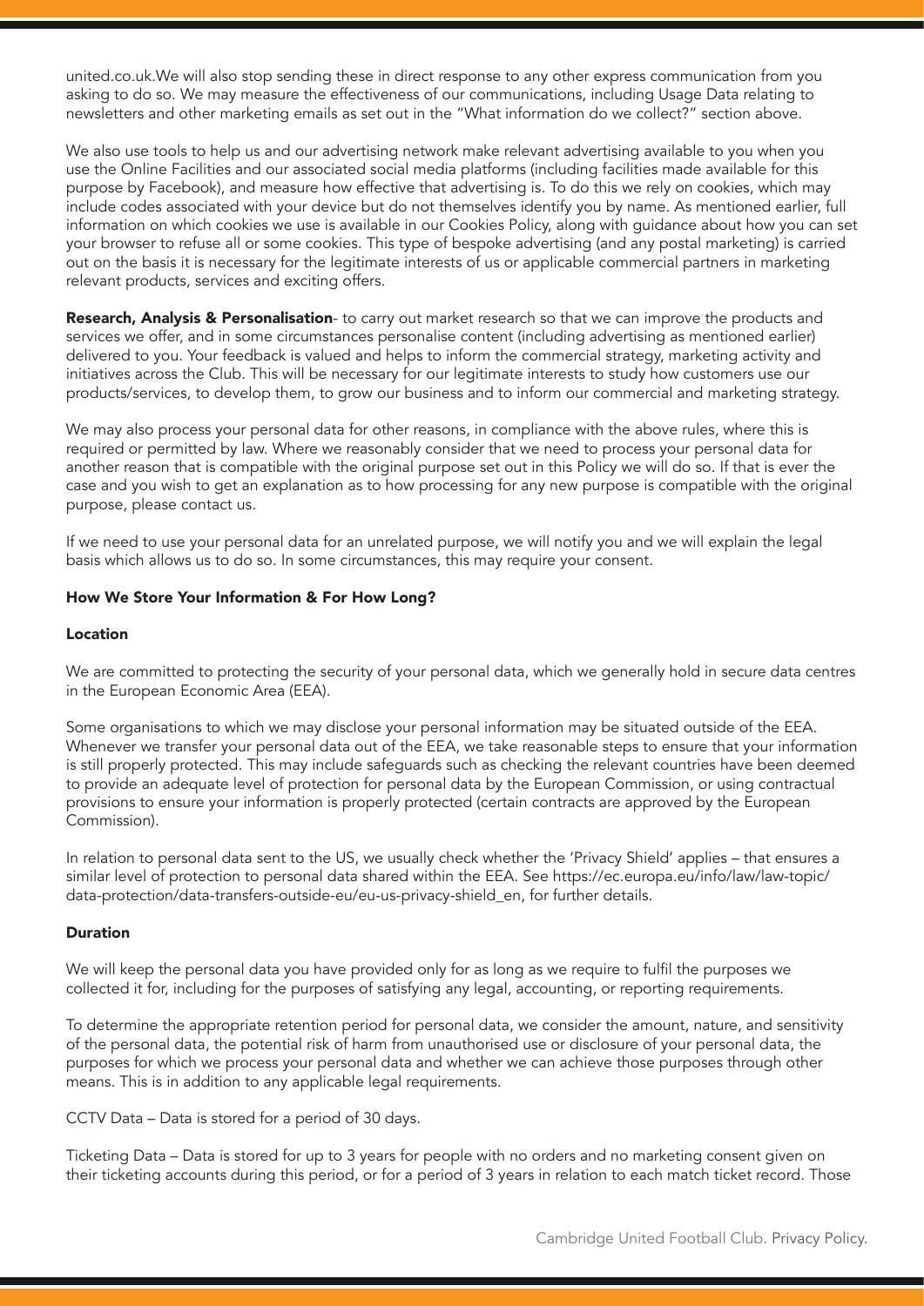united.co.uk.We will also stop sending these in direct response to any other express communication from you asking to do so. We may measure the effectiveness of our communications, including Usage Data relating to newsletters and other marketing emails as set out in the "What information do we collect?" section above.

We also use tools to help us and our advertising network make relevant advertising available to you when you use the Online Facilities and our associated social media platforms (including facilities made available for this purpose by Facebook), and measure how effective that advertising is. To do this we rely on cookies, which may include codes associated with your device but do not themselves identify you by name. As mentioned earlier, full information on which cookies we use is available in our Cookies Policy, along with guidance about how you can set your browser to refuse all or some cookies. This type of bespoke advertising (and any postal marketing) is carried out on the basis it is necessary for the legitimate interests of us or applicable commercial partners in marketing relevant products, services and exciting offers.

**Research, Analysis & Personalisation**- to carry out market research so that we can improve the products and services we offer, and in some circumstances personalise content (including advertising as mentioned earlier) delivered to you. Your feedback is valued and helps to inform the commercial strategy, marketing activity and initiatives across the Club. This will be necessary for our legitimate interests to study how customers use our products/services, to develop them, to grow our business and to inform our commercial and marketing strategy.

We may also process your personal data for other reasons, in compliance with the above rules, where this is required or permitted by law. Where we reasonably consider that we need to process your personal data for another reason that is compatible with the original purpose set out in this Policy we will do so. If that is ever the case and you wish to get an explanation as to how processing for any new purpose is compatible with the original purpose, please contact us.

If we need to use your personal data for an unrelated purpose, we will notify you and we will explain the legal basis which allows us to do so. In some circumstances, this may require your consent.

## How We Store Your Information & For How Long?

### Location

We are committed to protecting the security of your personal data, which we generally hold in secure data centres in the European Economic Area (EEA).

Some organisations to which we may disclose your personal information may be situated outside of the EEA. Whenever we transfer your personal data out of the EEA, we take reasonable steps to ensure that your information is still properly protected. This may include safeguards such as checking the relevant countries have been deemed to provide an adequate level of protection for personal data by the European Commission, or using contractual provisions to ensure your information is properly protected (certain contracts are approved by the European Commission).

In relation to personal data sent to the US, we usually check whether the 'Privacy Shield' applies – that ensures a similar level of protection to personal data shared within the EEA. See https://ec.europa.eu/info/law/law-topic/data-protection/data-transfers-outside-eu/eu-us-privacy-shield_en, for further details.

### Duration

We will keep the personal data you have provided only for as long as we require to fulfil the purposes we collected it for, including for the purposes of satisfying any legal, accounting, or reporting requirements.

To determine the appropriate retention period for personal data, we consider the amount, nature, and sensitivity of the personal data, the potential risk of harm from unauthorised use or disclosure of your personal data, the purposes for which we process your personal data and whether we can achieve those purposes through other means. This is in addition to any applicable legal requirements.

CCTV Data – Data is stored for a period of 30 days.

Ticketing Data – Data is stored for up to 3 years for people with no orders and no marketing consent given on their ticketing accounts during this period, or for a period of 3 years in relation to each match ticket record. Those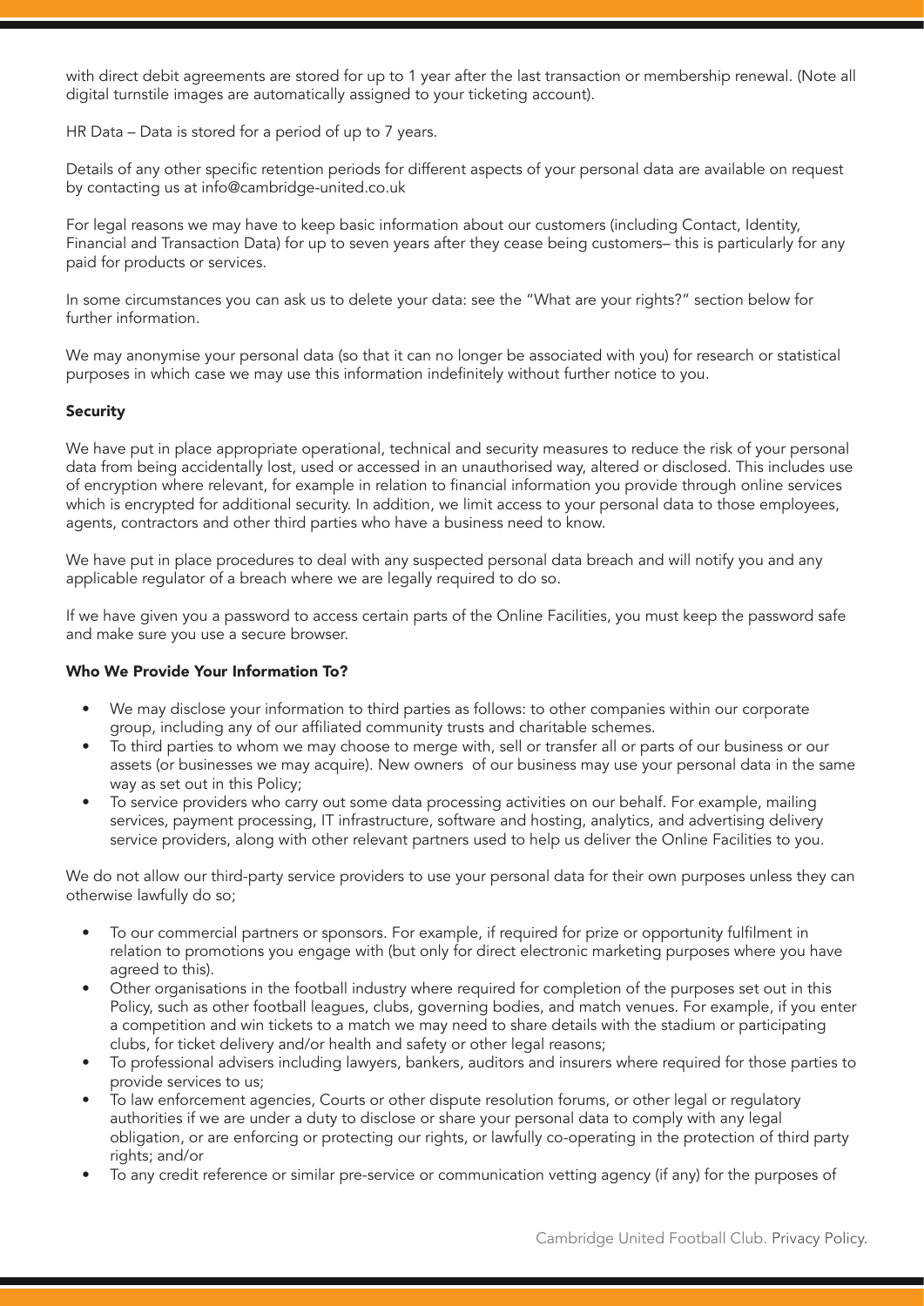with direct debit agreements are stored for up to 1 year after the last transaction or membership renewal. (Note all digital turnstile images are automatically assigned to your ticketing account).

HR Data – Data is stored for a period of up to 7 years.

Details of any other specific retention periods for different aspects of your personal data are available on request by contacting us at info@cambridge-united.co.uk

For legal reasons we may have to keep basic information about our customers (including Contact, Identity, Financial and Transaction Data) for up to seven years after they cease being customers– this is particularly for any paid for products or services.

In some circumstances you can ask us to delete your data: see the "What are your rights?" section below for further information.

We may anonymise your personal data (so that it can no longer be associated with you) for research or statistical purposes in which case we may use this information indefinitely without further notice to you.

**Security**

We have put in place appropriate operational, technical and security measures to reduce the risk of your personal data from being accidentally lost, used or accessed in an unauthorised way, altered or disclosed. This includes use of encryption where relevant, for example in relation to financial information you provide through online services which is encrypted for additional security. In addition, we limit access to your personal data to those employees, agents, contractors and other third parties who have a business need to know.

We have put in place procedures to deal with any suspected personal data breach and will notify you and any applicable regulator of a breach where we are legally required to do so.

If we have given you a password to access certain parts of the Online Facilities, you must keep the password safe and make sure you use a secure browser.

**Who We Provide Your Information To?**

- We may disclose your information to third parties as follows: to other companies within our corporate group, including any of our affiliated community trusts and charitable schemes.
- To third parties to whom we may choose to merge with, sell or transfer all or parts of our business or our assets (or businesses we may acquire). New owners of our business may use your personal data in the same way as set out in this Policy;
- To service providers who carry out some data processing activities on our behalf. For example, mailing services, payment processing, IT infrastructure, software and hosting, analytics, and advertising delivery service providers, along with other relevant partners used to help us deliver the Online Facilities to you.

We do not allow our third-party service providers to use your personal data for their own purposes unless they can otherwise lawfully do so;

- To our commercial partners or sponsors. For example, if required for prize or opportunity fulfilment in relation to promotions you engage with (but only for direct electronic marketing purposes where you have agreed to this).
- Other organisations in the football industry where required for completion of the purposes set out in this Policy, such as other football leagues, clubs, governing bodies, and match venues. For example, if you enter a competition and win tickets to a match we may need to share details with the stadium or participating clubs, for ticket delivery and/or health and safety or other legal reasons;
- To professional advisers including lawyers, bankers, auditors and insurers where required for those parties to provide services to us;
- To law enforcement agencies, Courts or other dispute resolution forums, or other legal or regulatory authorities if we are under a duty to disclose or share your personal data to comply with any legal obligation, or are enforcing or protecting our rights, or lawfully co-operating in the protection of third party rights; and/or
- To any credit reference or similar pre-service or communication vetting agency (if any) for the purposes of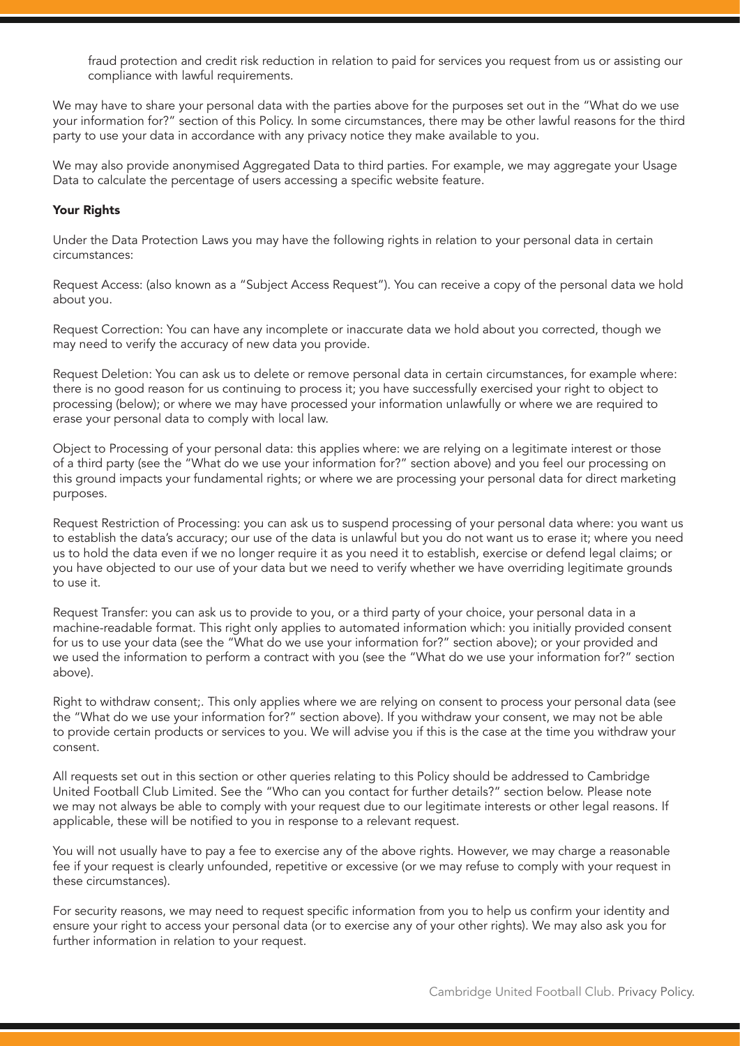fraud protection and credit risk reduction in relation to paid for services you request from us or assisting our compliance with lawful requirements.

We may have to share your personal data with the parties above for the purposes set out in the "What do we use your information for?" section of this Policy. In some circumstances, there may be other lawful reasons for the third party to use your data in accordance with any privacy notice they make available to you.

We may also provide anonymised Aggregated Data to third parties. For example, we may aggregate your Usage Data to calculate the percentage of users accessing a specific website feature.

**Your Rights**

Under the Data Protection Laws you may have the following rights in relation to your personal data in certain circumstances:

Request Access: (also known as a "Subject Access Request"). You can receive a copy of the personal data we hold about you.

Request Correction: You can have any incomplete or inaccurate data we hold about you corrected, though we may need to verify the accuracy of new data you provide.

Request Deletion: You can ask us to delete or remove personal data in certain circumstances, for example where: there is no good reason for us continuing to process it; you have successfully exercised your right to object to processing (below); or where we may have processed your information unlawfully or where we are required to erase your personal data to comply with local law.

Object to Processing of your personal data: this applies where: we are relying on a legitimate interest or those of a third party (see the "What do we use your information for?" section above) and you feel our processing on this ground impacts your fundamental rights; or where we are processing your personal data for direct marketing purposes.

Request Restriction of Processing: you can ask us to suspend processing of your personal data where: you want us to establish the data's accuracy; our use of the data is unlawful but you do not want us to erase it; where you need us to hold the data even if we no longer require it as you need it to establish, exercise or defend legal claims; or you have objected to our use of your data but we need to verify whether we have overriding legitimate grounds to use it.

Request Transfer: you can ask us to provide to you, or a third party of your choice, your personal data in a machine-readable format. This right only applies to automated information which: you initially provided consent for us to use your data (see the "What do we use your information for?" section above); or your provided and we used the information to perform a contract with you (see the "What do we use your information for?" section above).

Right to withdraw consent;. This only applies where we are relying on consent to process your personal data (see the "What do we use your information for?" section above). If you withdraw your consent, we may not be able to provide certain products or services to you. We will advise you if this is the case at the time you withdraw your consent.

All requests set out in this section or other queries relating to this Policy should be addressed to Cambridge United Football Club Limited. See the "Who can you contact for further details?" section below. Please note we may not always be able to comply with your request due to our legitimate interests or other legal reasons. If applicable, these will be notified to you in response to a relevant request.

You will not usually have to pay a fee to exercise any of the above rights. However, we may charge a reasonable fee if your request is clearly unfounded, repetitive or excessive (or we may refuse to comply with your request in these circumstances).

For security reasons, we may need to request specific information from you to help us confirm your identity and ensure your right to access your personal data (or to exercise any of your other rights). We may also ask you for further information in relation to your request.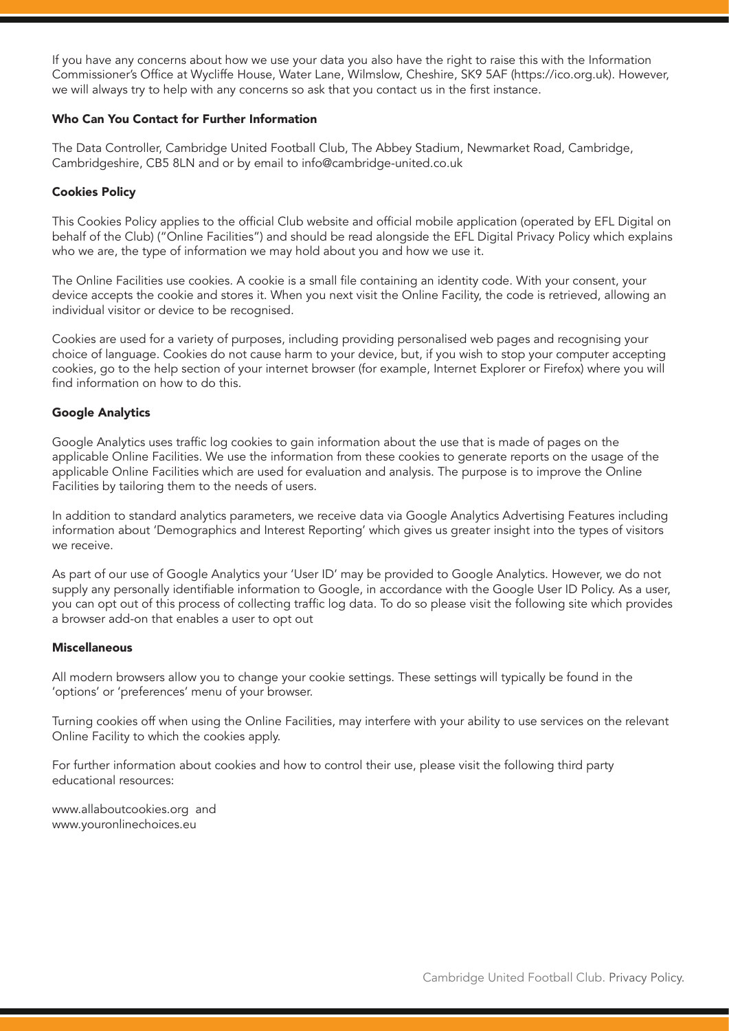If you have any concerns about how we use your data you also have the right to raise this with the Information Commissioner's Office at Wycliffe House, Water Lane, Wilmslow, Cheshire, SK9 5AF (https://ico.org.uk). However, we will always try to help with any concerns so ask that you contact us in the first instance.

### Who Can You Contact for Further Information

The Data Controller, Cambridge United Football Club, The Abbey Stadium, Newmarket Road, Cambridge, Cambridgeshire, CB5 8LN and or by email to info@cambridge-united.co.uk

### Cookies Policy

This Cookies Policy applies to the official Club website and official mobile application (operated by EFL Digital on behalf of the Club) ("Online Facilities") and should be read alongside the EFL Digital Privacy Policy which explains who we are, the type of information we may hold about you and how we use it.

The Online Facilities use cookies. A cookie is a small file containing an identity code. With your consent, your device accepts the cookie and stores it. When you next visit the Online Facility, the code is retrieved, allowing an individual visitor or device to be recognised.

Cookies are used for a variety of purposes, including providing personalised web pages and recognising your choice of language. Cookies do not cause harm to your device, but, if you wish to stop your computer accepting cookies, go to the help section of your internet browser (for example, Internet Explorer or Firefox) where you will find information on how to do this.

### Google Analytics

Google Analytics uses traffic log cookies to gain information about the use that is made of pages on the applicable Online Facilities. We use the information from these cookies to generate reports on the usage of the applicable Online Facilities which are used for evaluation and analysis. The purpose is to improve the Online Facilities by tailoring them to the needs of users.

In addition to standard analytics parameters, we receive data via Google Analytics Advertising Features including information about 'Demographics and Interest Reporting' which gives us greater insight into the types of visitors we receive.

As part of our use of Google Analytics your 'User ID' may be provided to Google Analytics. However, we do not supply any personally identifiable information to Google, in accordance with the Google User ID Policy. As a user, you can opt out of this process of collecting traffic log data. To do so please visit the following site which provides a browser add-on that enables a user to opt out

### Miscellaneous

All modern browsers allow you to change your cookie settings. These settings will typically be found in the 'options' or 'preferences' menu of your browser.

Turning cookies off when using the Online Facilities, may interfere with your ability to use services on the relevant Online Facility to which the cookies apply.

For further information about cookies and how to control their use, please visit the following third party educational resources:

www.allaboutcookies.org and
www.youronlinechoices.eu